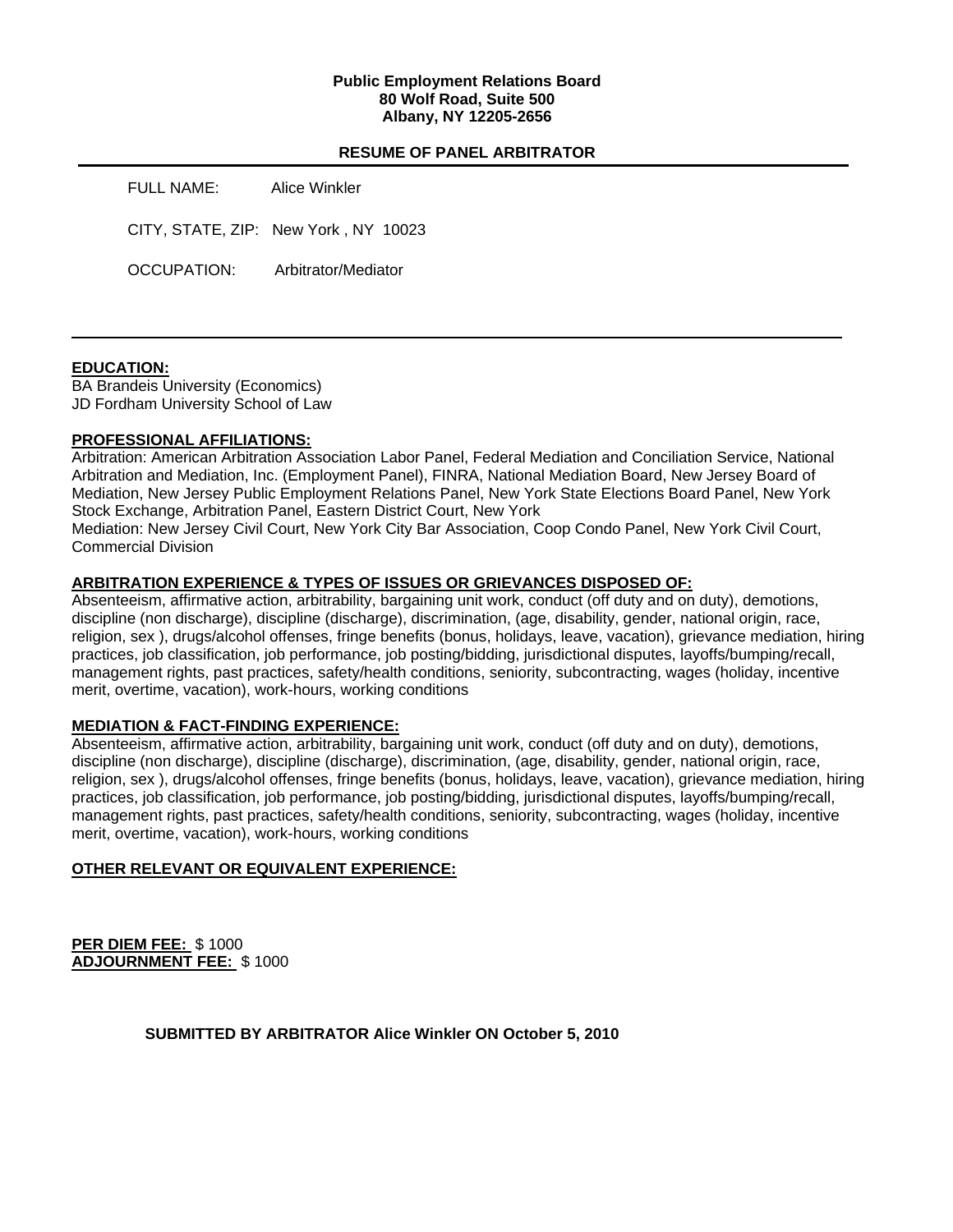**Public Employment Relations Board**
**80 Wolf Road, Suite 500**
**Albany, NY 12205-2656**

## RESUME OF PANEL ARBITRATOR

FULL NAME: Alice Winkler

CITY, STATE, ZIP: New York , NY 10023

OCCUPATION: Arbitrator/Mediator

---

**EDUCATION:**
BA Brandeis University (Economics)
JD Fordham University School of Law

**PROFESSIONAL AFFILIATIONS:**
Arbitration: American Arbitration Association Labor Panel, Federal Mediation and Conciliation Service, National Arbitration and Mediation, Inc. (Employment Panel), FINRA, National Mediation Board, New Jersey Board of Mediation, New Jersey Public Employment Relations Panel, New York State Elections Board Panel, New York Stock Exchange, Arbitration Panel, Eastern District Court, New York
Mediation: New Jersey Civil Court, New York City Bar Association, Coop Condo Panel, New York Civil Court, Commercial Division

**ARBITRATION EXPERIENCE & TYPES OF ISSUES OR GRIEVANCES DISPOSED OF:**
Absenteeism, affirmative action, arbitrability, bargaining unit work, conduct (off duty and on duty), demotions, discipline (non discharge), discipline (discharge), discrimination, (age, disability, gender, national origin, race, religion, sex ), drugs/alcohol offenses, fringe benefits (bonus, holidays, leave, vacation), grievance mediation, hiring practices, job classification, job performance, job posting/bidding, jurisdictional disputes, layoffs/bumping/recall, management rights, past practices, safety/health conditions, seniority, subcontracting, wages (holiday, incentive merit, overtime, vacation), work-hours, working conditions

**MEDIATION & FACT-FINDING EXPERIENCE:**
Absenteeism, affirmative action, arbitrability, bargaining unit work, conduct (off duty and on duty), demotions, discipline (non discharge), discipline (discharge), discrimination, (age, disability, gender, national origin, race, religion, sex ), drugs/alcohol offenses, fringe benefits (bonus, holidays, leave, vacation), grievance mediation, hiring practices, job classification, job performance, job posting/bidding, jurisdictional disputes, layoffs/bumping/recall, management rights, past practices, safety/health conditions, seniority, subcontracting, wages (holiday, incentive merit, overtime, vacation), work-hours, working conditions

**OTHER RELEVANT OR EQUIVALENT EXPERIENCE:**

**PER DIEM FEE:** $ 1000
**ADJOURNMENT FEE:** $ 1000

**SUBMITTED BY ARBITRATOR Alice Winkler ON October 5, 2010**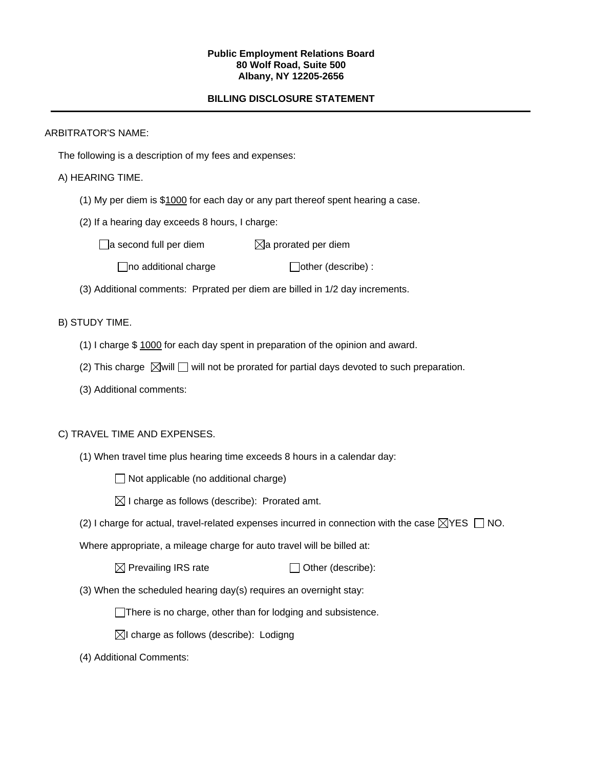**Public Employment Relations Board**
**80 Wolf Road, Suite 500**
**Albany, NY 12205-2656**

**BILLING DISCLOSURE STATEMENT**

---

ARBITRATOR'S NAME:

The following is a description of my fees and expenses:

A) HEARING TIME.

(1) My per diem is $1000 for each day or any part thereof spent hearing a case.

(2) If a hearing day exceeds 8 hours, I charge:

☐ a second full per diem ☒ a prorated per diem

☐ no additional charge ☐ other (describe) :

(3) Additional comments: Prprated per diem are billed in 1/2 day increments.

B) STUDY TIME.

(1) I charge $ 1000 for each day spent in preparation of the opinion and award.

(2) This charge ☒ will ☐ will not be prorated for partial days devoted to such preparation.

(3) Additional comments:

C) TRAVEL TIME AND EXPENSES.

(1) When travel time plus hearing time exceeds 8 hours in a calendar day:

☐ Not applicable (no additional charge)

☒ I charge as follows (describe): Prorated amt.

(2) I charge for actual, travel-related expenses incurred in connection with the case ☒ YES ☐ NO.

Where appropriate, a mileage charge for auto travel will be billed at:

☒ Prevailing IRS rate ☐ Other (describe):

(3) When the scheduled hearing day(s) requires an overnight stay:

☐ There is no charge, other than for lodging and subsistence.

☒ I charge as follows (describe): Lodigng

(4) Additional Comments: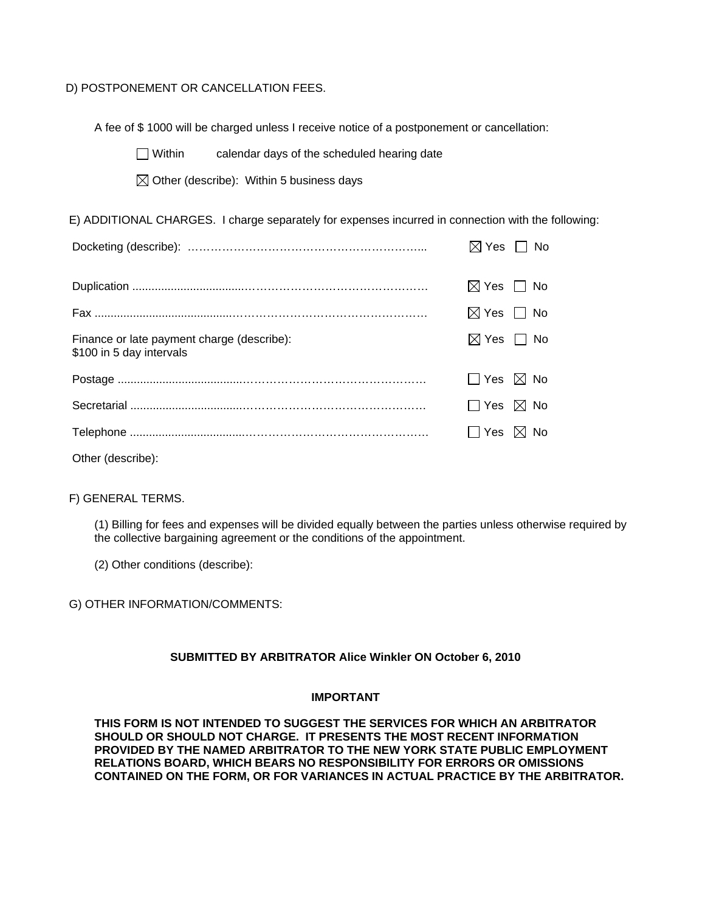D) POSTPONEMENT OR CANCELLATION FEES.

A fee of $ 1000 will be charged unless I receive notice of a postponement or cancellation:

☐ Within calendar days of the scheduled hearing date

☒ Other (describe): Within 5 business days

E) ADDITIONAL CHARGES. I charge separately for expenses incurred in connection with the following:

| | |
|---|---|
| Docketing (describe): | ☒ Yes ☐ No |
| Duplication | ☒ Yes ☐ No |
| Fax | ☒ Yes ☐ No |
| Finance or late payment charge (describe): $100 in 5 day intervals | ☒ Yes ☐ No |
| Postage | ☐ Yes ☒ No |
| Secretarial | ☐ Yes ☒ No |
| Telephone | ☐ Yes ☒ No |

Other (describe):

F) GENERAL TERMS.

(1) Billing for fees and expenses will be divided equally between the parties unless otherwise required by the collective bargaining agreement or the conditions of the appointment.

(2) Other conditions (describe):

G) OTHER INFORMATION/COMMENTS:

**SUBMITTED BY ARBITRATOR Alice Winkler ON October 6, 2010**

**IMPORTANT**

**THIS FORM IS NOT INTENDED TO SUGGEST THE SERVICES FOR WHICH AN ARBITRATOR SHOULD OR SHOULD NOT CHARGE. IT PRESENTS THE MOST RECENT INFORMATION PROVIDED BY THE NAMED ARBITRATOR TO THE NEW YORK STATE PUBLIC EMPLOYMENT RELATIONS BOARD, WHICH BEARS NO RESPONSIBILITY FOR ERRORS OR OMISSIONS CONTAINED ON THE FORM, OR FOR VARIANCES IN ACTUAL PRACTICE BY THE ARBITRATOR.**